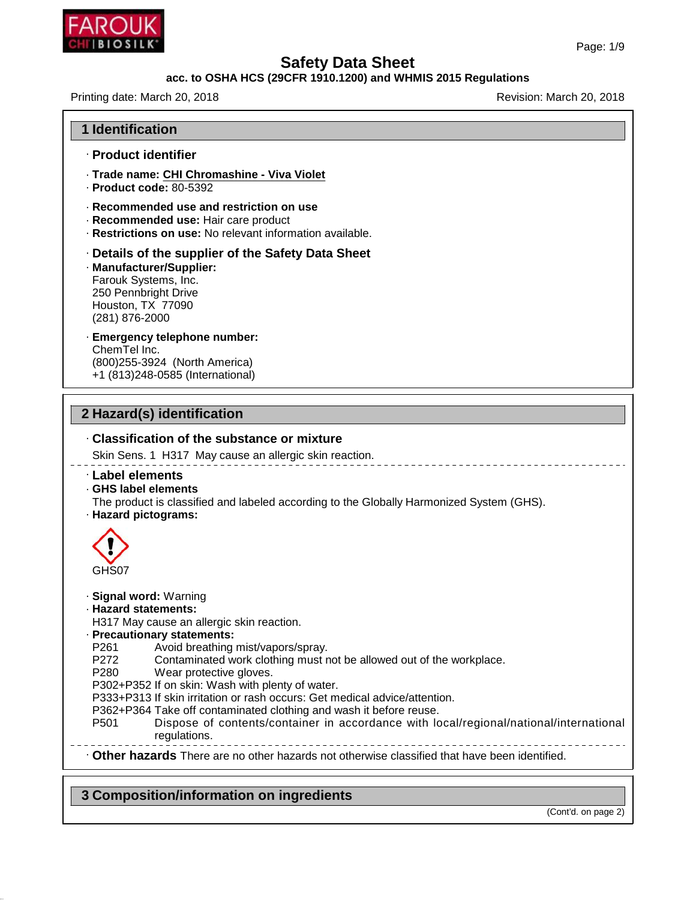# Safety Data Sheet

**acc. to OSHA HCS (29CFR 1910.1200) and WHMIS 2015 Regulations**

Printing date: March 20, 2018 Revision: March 20, 2018

## 1 Identification

· **Product identifier**

· **Trade name: CHI Chromashine - Viva Violet**
· **Product code:** 80-5392

· **Recommended use and restriction on use**
· **Recommended use:** Hair care product
· **Restrictions on use:** No relevant information available.

· **Details of the supplier of the Safety Data Sheet**
· **Manufacturer/Supplier:**
Farouk Systems, Inc.
250 Pennbright Drive
Houston, TX 77090
(281) 876-2000

· **Emergency telephone number:**
ChemTel Inc.
(800)255-3924 (North America)
+1 (813)248-0585 (International)

## 2 Hazard(s) identification

· **Classification of the substance or mixture**

Skin Sens. 1 H317 May cause an allergic skin reaction.

· **Label elements**
· **GHS label elements**
The product is classified and labeled according to the Globally Harmonized System (GHS).
· **Hazard pictograms:**

GHS07

· **Signal word:** Warning
· **Hazard statements:**
H317 May cause an allergic skin reaction.
· **Precautionary statements:**
P261 Avoid breathing mist/vapors/spray.
P272 Contaminated work clothing must not be allowed out of the workplace.
P280 Wear protective gloves.
P302+P352 If on skin: Wash with plenty of water.
P333+P313 If skin irritation or rash occurs: Get medical advice/attention.
P362+P364 Take off contaminated clothing and wash it before reuse.
P501 Dispose of contents/container in accordance with local/regional/national/international regulations.

· **Other hazards** There are no other hazards not otherwise classified that have been identified.

## 3 Composition/information on ingredients

(Cont'd. on page 2)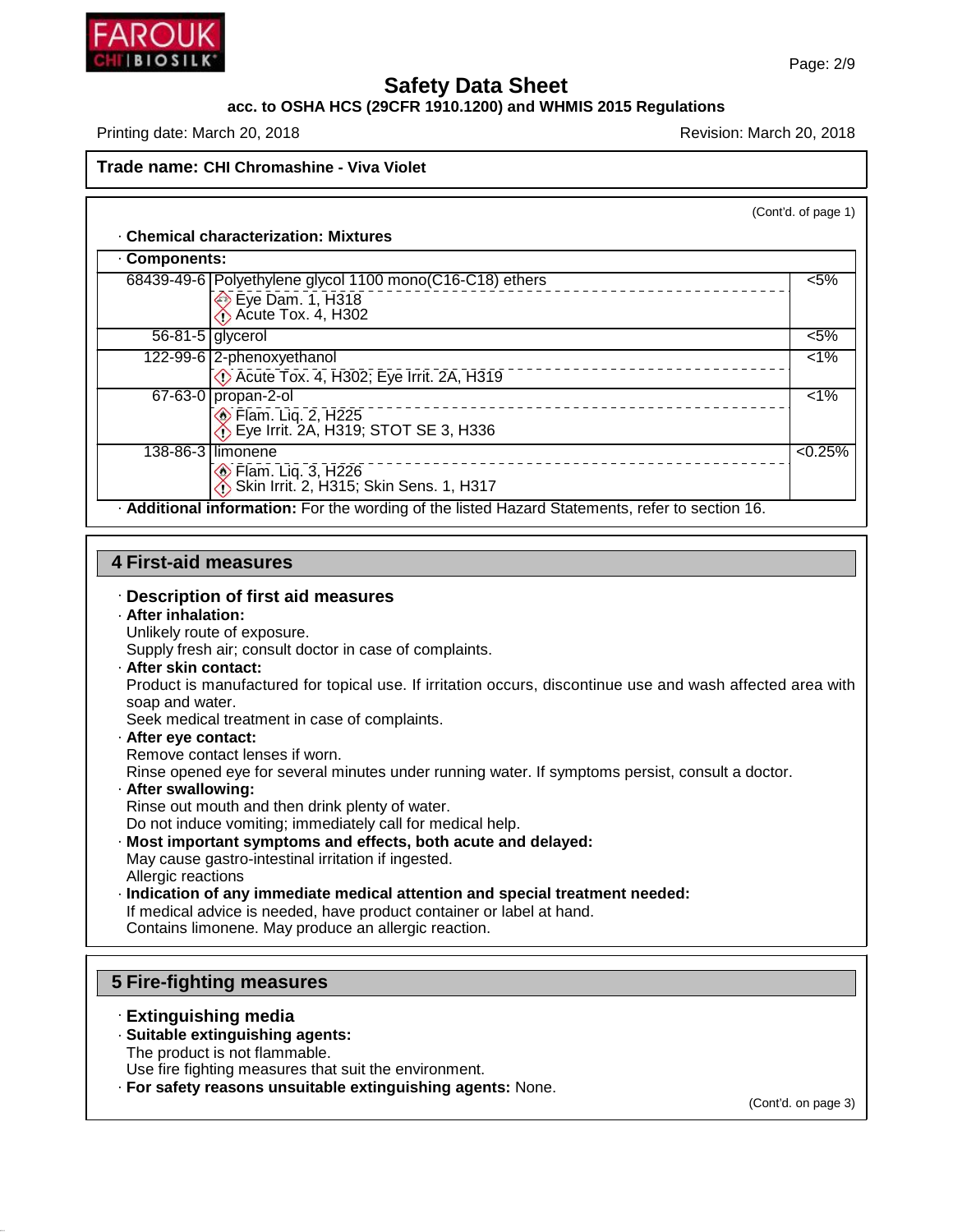# Safety Data Sheet

**acc. to OSHA HCS (29CFR 1910.1200) and WHMIS 2015 Regulations**

Printing date: March 20, 2018 | Revision: March 20, 2018

**Trade name: CHI Chromashine - Viva Violet**

(Cont'd. of page 1)

· **Chemical characterization: Mixtures**

· **Components:**

| CAS | Component | Concentration |
|---|---|---|
| 68439-49-6 | Polyethylene glycol 1100 mono(C16-C18) ethers<br>Eye Dam. 1, H318<br>Acute Tox. 4, H302 | <5% |
| 56-81-5 | glycerol | <5% |
| 122-99-6 | 2-phenoxyethanol<br>Acute Tox. 4, H302; Eye Irrit. 2A, H319 | <1% |
| 67-63-0 | propan-2-ol<br>Flam. Liq. 2, H225<br>Eye Irrit. 2A, H319; STOT SE 3, H336 | <1% |
| 138-86-3 | limonene<br>Flam. Liq. 3, H226<br>Skin Irrit. 2, H315; Skin Sens. 1, H317 | <0.25% |

· **Additional information:** For the wording of the listed Hazard Statements, refer to section 16.

## 4 First-aid measures

· **Description of first aid measures**

· **After inhalation:**
Unlikely route of exposure.
Supply fresh air; consult doctor in case of complaints.

· **After skin contact:**
Product is manufactured for topical use. If irritation occurs, discontinue use and wash affected area with soap and water.
Seek medical treatment in case of complaints.

· **After eye contact:**
Remove contact lenses if worn.
Rinse opened eye for several minutes under running water. If symptoms persist, consult a doctor.

· **After swallowing:**
Rinse out mouth and then drink plenty of water.
Do not induce vomiting; immediately call for medical help.

· **Most important symptoms and effects, both acute and delayed:**
May cause gastro-intestinal irritation if ingested.
Allergic reactions

· **Indication of any immediate medical attention and special treatment needed:**
If medical advice is needed, have product container or label at hand.
Contains limonene. May produce an allergic reaction.

## 5 Fire-fighting measures

· **Extinguishing media**

· **Suitable extinguishing agents:**
The product is not flammable.
Use fire fighting measures that suit the environment.

· **For safety reasons unsuitable extinguishing agents:** None.

(Cont'd. on page 3)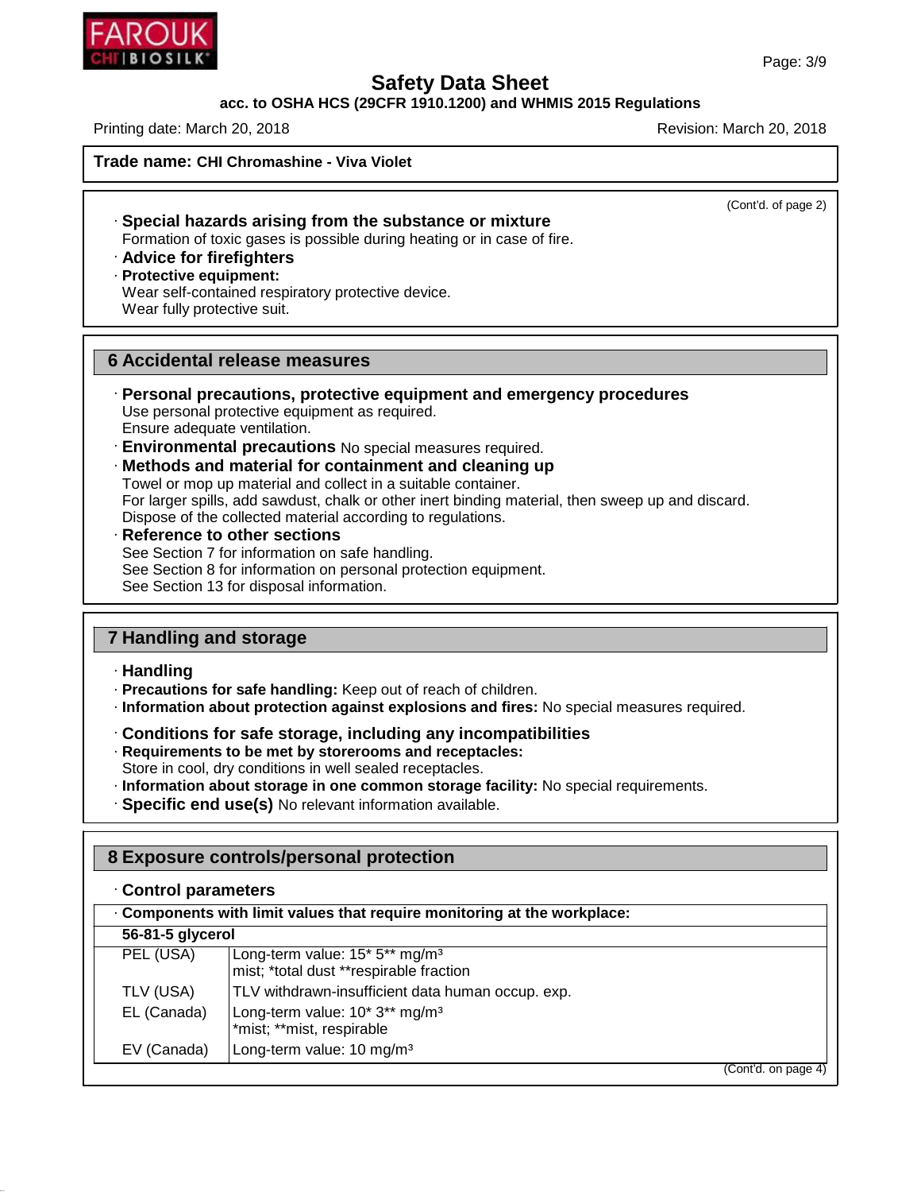**Trade name: CHI Chromashine - Viva Violet**

(Cont'd. of page 2)

· **Special hazards arising from the substance or mixture**
Formation of toxic gases is possible during heating or in case of fire.

· **Advice for firefighters**

· **Protective equipment:**
Wear self-contained respiratory protective device.
Wear fully protective suit.

## 6 Accidental release measures

· **Personal precautions, protective equipment and emergency procedures**
Use personal protective equipment as required.
Ensure adequate ventilation.

· **Environmental precautions** No special measures required.

· **Methods and material for containment and cleaning up**
Towel or mop up material and collect in a suitable container.
For larger spills, add sawdust, chalk or other inert binding material, then sweep up and discard.
Dispose of the collected material according to regulations.

· **Reference to other sections**
See Section 7 for information on safe handling.
See Section 8 for information on personal protection equipment.
See Section 13 for disposal information.

## 7 Handling and storage

· **Handling**

· **Precautions for safe handling:** Keep out of reach of children.

· **Information about protection against explosions and fires:** No special measures required.

· **Conditions for safe storage, including any incompatibilities**

· **Requirements to be met by storerooms and receptacles:**
Store in cool, dry conditions in well sealed receptacles.

· **Information about storage in one common storage facility:** No special requirements.

· **Specific end use(s)** No relevant information available.

## 8 Exposure controls/personal protection

· **Control parameters**

| · Components with limit values that require monitoring at the workplace: | |
|---|---|
| **56-81-5 glycerol** | |
| PEL (USA) | Long-term value: 15* 5** mg/m³<br>mist; *total dust **respirable fraction |
| TLV (USA) | TLV withdrawn-insufficient data human occup. exp. |
| EL (Canada) | Long-term value: 10* 3** mg/m³<br>*mist; **mist, respirable |
| EV (Canada) | Long-term value: 10 mg/m³ |

(Cont'd. on page 4)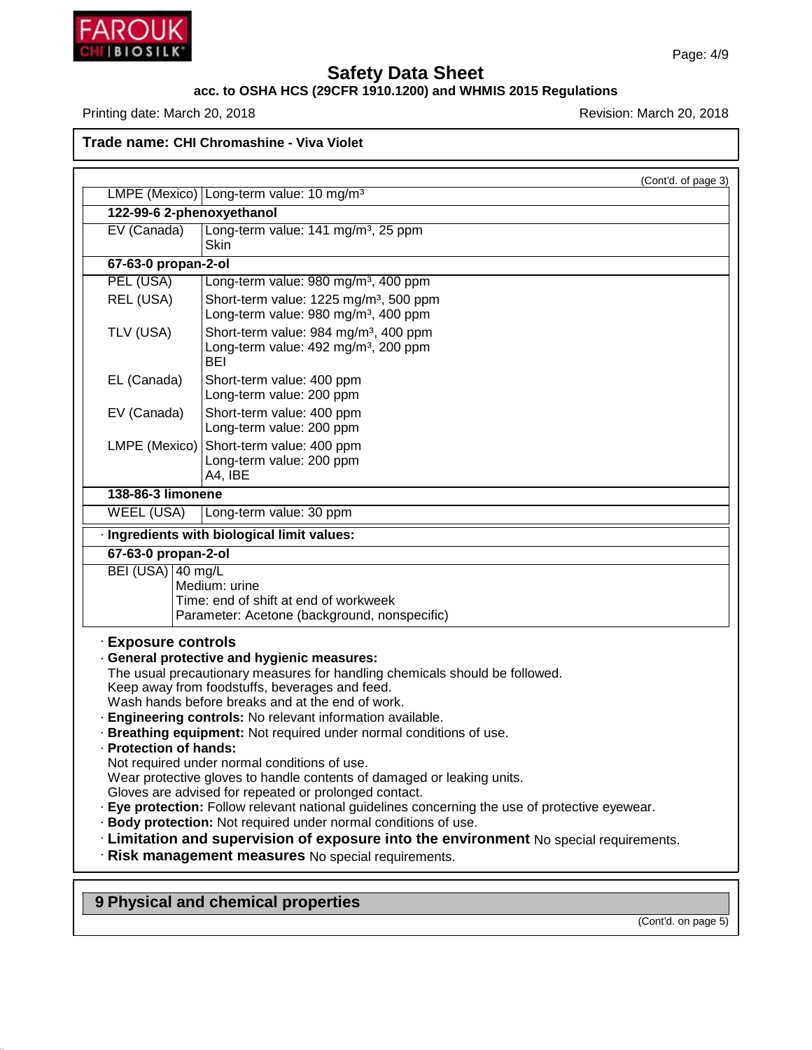# Safety Data Sheet

**acc. to OSHA HCS (29CFR 1910.1200) and WHMIS 2015 Regulations**

Printing date: March 20, 2018 | Revision: March 20, 2018

**Trade name: CHI Chromashine - Viva Violet**

(Cont'd. of page 3)

| | |
|---|---|
| LMPE (Mexico) | Long-term value: 10 mg/m³ |
| **122-99-6 2-phenoxyethanol** | |
| EV (Canada) | Long-term value: 141 mg/m³, 25 ppm<br>Skin |
| **67-63-0 propan-2-ol** | |
| PEL (USA) | Long-term value: 980 mg/m³, 400 ppm |
| REL (USA) | Short-term value: 1225 mg/m³, 500 ppm<br>Long-term value: 980 mg/m³, 400 ppm |
| TLV (USA) | Short-term value: 984 mg/m³, 400 ppm<br>Long-term value: 492 mg/m³, 200 ppm<br>BEI |
| EL (Canada) | Short-term value: 400 ppm<br>Long-term value: 200 ppm |
| EV (Canada) | Short-term value: 400 ppm<br>Long-term value: 200 ppm |
| LMPE (Mexico) | Short-term value: 400 ppm<br>Long-term value: 200 ppm<br>A4, IBE |
| **138-86-3 limonene** | |
| WEEL (USA) | Long-term value: 30 ppm |

· **Ingredients with biological limit values:**

| | |
|---|---|
| **67-63-0 propan-2-ol** | |
| BEI (USA) | 40 mg/L<br>Medium: urine<br>Time: end of shift at end of workweek<br>Parameter: Acetone (background, nonspecific) |

· **Exposure controls**

· **General protective and hygienic measures:**
The usual precautionary measures for handling chemicals should be followed.
Keep away from foodstuffs, beverages and feed.
Wash hands before breaks and at the end of work.

· **Engineering controls:** No relevant information available.

· **Breathing equipment:** Not required under normal conditions of use.

· **Protection of hands:**
Not required under normal conditions of use.
Wear protective gloves to handle contents of damaged or leaking units.
Gloves are advised for repeated or prolonged contact.

· **Eye protection:** Follow relevant national guidelines concerning the use of protective eyewear.

· **Body protection:** Not required under normal conditions of use.

· **Limitation and supervision of exposure into the environment** No special requirements.

· **Risk management measures** No special requirements.

## 9 Physical and chemical properties

(Cont'd. on page 5)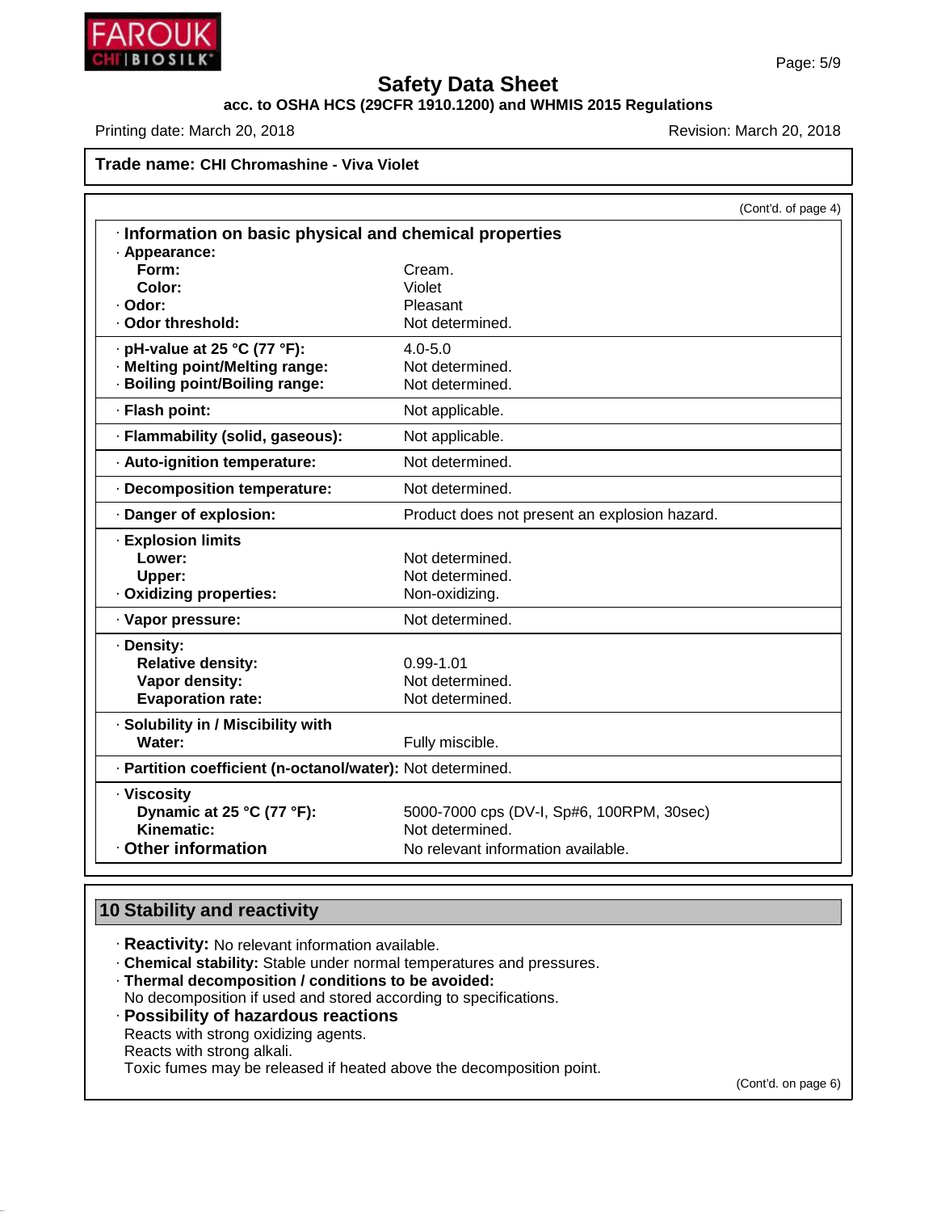**Trade name: CHI Chromashine - Viva Violet**

(Cont'd. of page 4)

### · Information on basic physical and chemical properties

| Property | Value |
|---|---|
| · **Appearance:** | |
| **Form:** | Cream. |
| **Color:** | Violet |
| · **Odor:** | Pleasant |
| · **Odor threshold:** | Not determined. |
| · **pH-value at 25 °C (77 °F):** | 4.0-5.0 |
| · **Melting point/Melting range:** | Not determined. |
| · **Boiling point/Boiling range:** | Not determined. |
| · **Flash point:** | Not applicable. |
| · **Flammability (solid, gaseous):** | Not applicable. |
| · **Auto-ignition temperature:** | Not determined. |
| · **Decomposition temperature:** | Not determined. |
| · **Danger of explosion:** | Product does not present an explosion hazard. |
| · **Explosion limits** | |
| **Lower:** | Not determined. |
| **Upper:** | Not determined. |
| · **Oxidizing properties:** | Non-oxidizing. |
| · **Vapor pressure:** | Not determined. |
| · **Density:** | |
| **Relative density:** | 0.99-1.01 |
| **Vapor density:** | Not determined. |
| **Evaporation rate:** | Not determined. |
| · **Solubility in / Miscibility with** | |
| **Water:** | Fully miscible. |
| · **Partition coefficient (n-octanol/water):** | Not determined. |
| · **Viscosity** | |
| **Dynamic at 25 °C (77 °F):** | 5000-7000 cps (DV-I, Sp#6, 100RPM, 30sec) |
| **Kinematic:** | Not determined. |
| · **Other information** | No relevant information available. |

## 10 Stability and reactivity

· **Reactivity:** No relevant information available.
· **Chemical stability:** Stable under normal temperatures and pressures.
· **Thermal decomposition / conditions to be avoided:**
No decomposition if used and stored according to specifications.
· **Possibility of hazardous reactions**
Reacts with strong oxidizing agents.
Reacts with strong alkali.
Toxic fumes may be released if heated above the decomposition point.

(Cont'd. on page 6)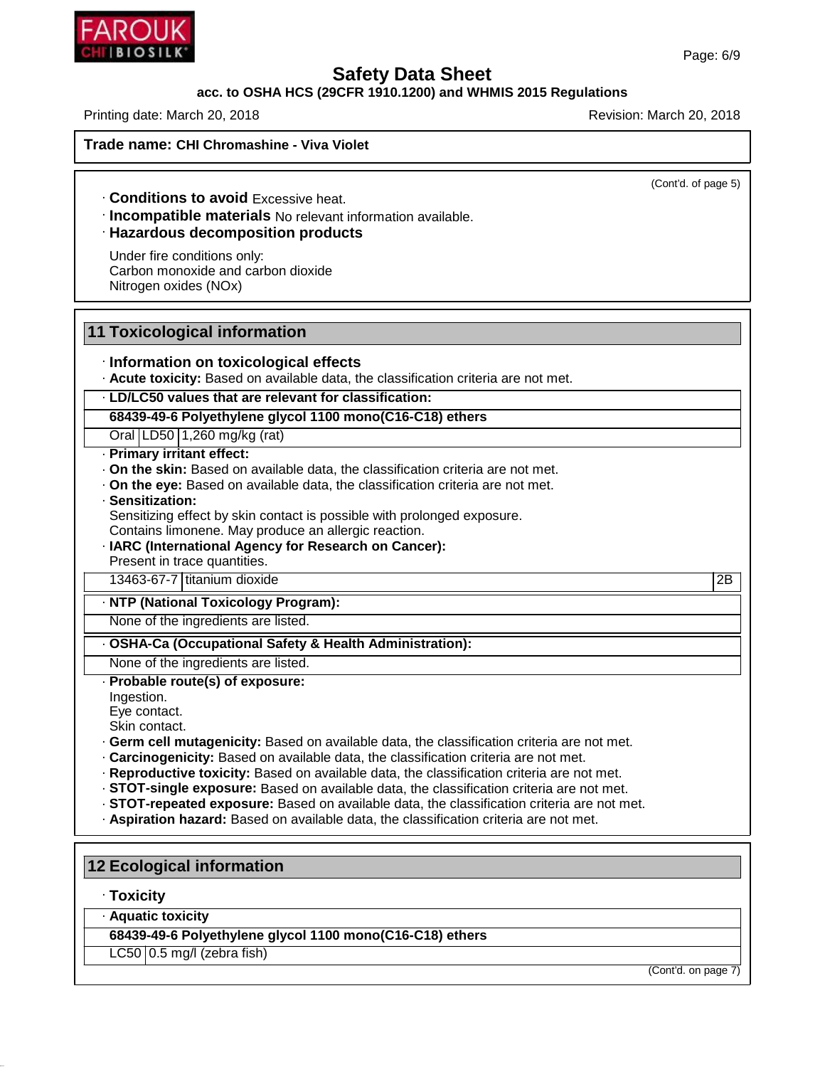**Trade name: CHI Chromashine - Viva Violet**

(Cont'd. of page 5)

- **Conditions to avoid** Excessive heat.
- **Incompatible materials** No relevant information available.
- **Hazardous decomposition products**

  Under fire conditions only:
  Carbon monoxide and carbon dioxide
  Nitrogen oxides (NOx)

## 11 Toxicological information

- **Information on toxicological effects**
- **Acute toxicity:** Based on available data, the classification criteria are not met.

| · LD/LC50 values that are relevant for classification: | | |
|---|---|---|
| **68439-49-6 Polyethylene glycol 1100 mono(C16-C18) ethers** | | |
| Oral | LD50 | 1,260 mg/kg (rat) |

- **Primary irritant effect:**
- **On the skin:** Based on available data, the classification criteria are not met.
- **On the eye:** Based on available data, the classification criteria are not met.
- **Sensitization:**
  Sensitizing effect by skin contact is possible with prolonged exposure.
  Contains limonene. May produce an allergic reaction.
- **IARC (International Agency for Research on Cancer):**
  Present in trace quantities.

| | | |
|---|---|---|
| 13463-67-7 | titanium dioxide | 2B |

| · NTP (National Toxicology Program): |
|---|
| None of the ingredients are listed. |

| · OSHA-Ca (Occupational Safety & Health Administration): |
|---|
| None of the ingredients are listed. |

- **Probable route(s) of exposure:**
  Ingestion.
  Eye contact.
  Skin contact.
- **Germ cell mutagenicity:** Based on available data, the classification criteria are not met.
- **Carcinogenicity:** Based on available data, the classification criteria are not met.
- **Reproductive toxicity:** Based on available data, the classification criteria are not met.
- **STOT-single exposure:** Based on available data, the classification criteria are not met.
- **STOT-repeated exposure:** Based on available data, the classification criteria are not met.
- **Aspiration hazard:** Based on available data, the classification criteria are not met.

## 12 Ecological information

- **Toxicity**

| · Aquatic toxicity | |
|---|---|
| **68439-49-6 Polyethylene glycol 1100 mono(C16-C18) ethers** | |
| LC50 | 0.5 mg/l (zebra fish) |

(Cont'd. on page 7)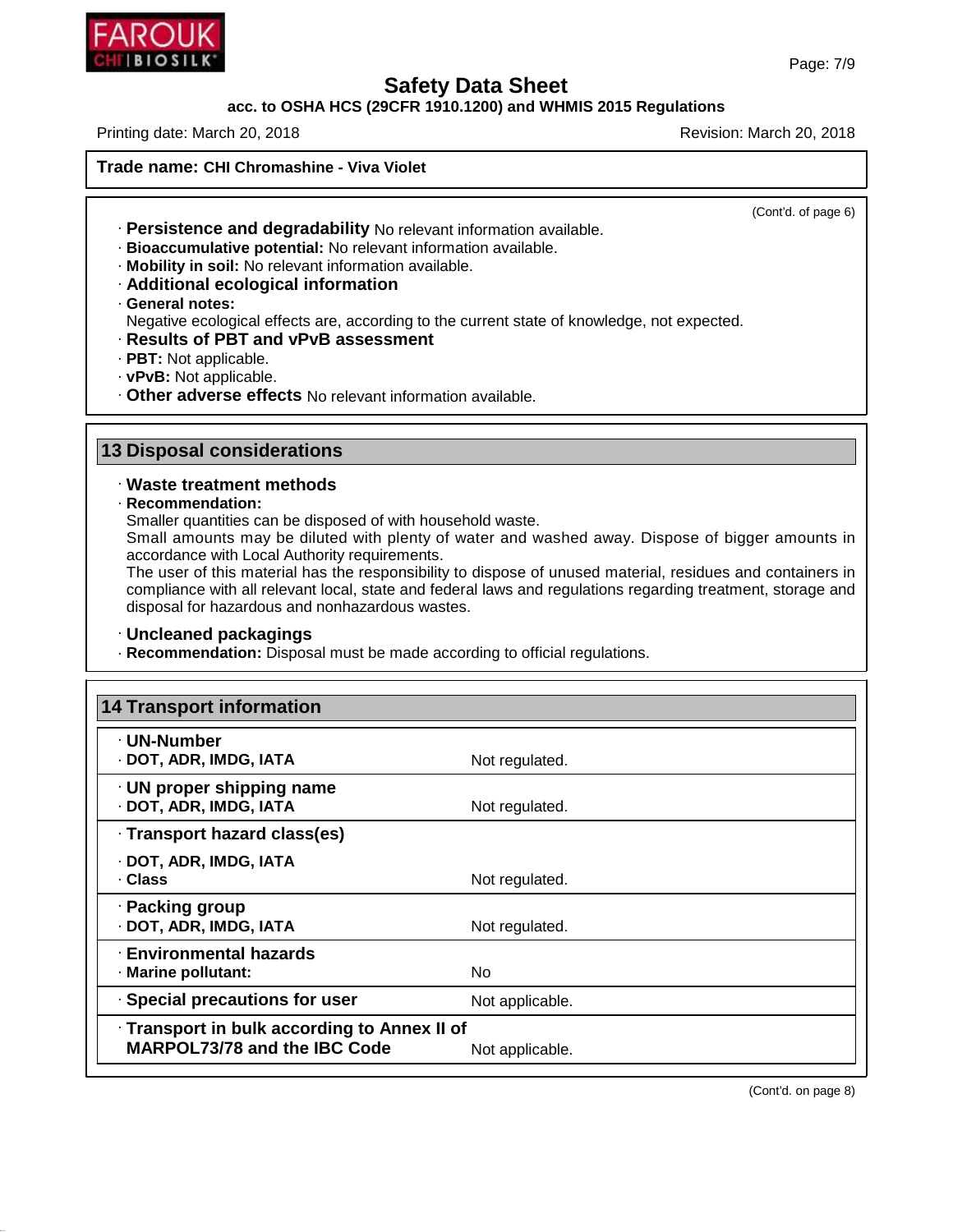**Trade name: CHI Chromashine - Viva Violet**

(Cont'd. of page 6)

· **Persistence and degradability** No relevant information available.
· **Bioaccumulative potential:** No relevant information available.
· **Mobility in soil:** No relevant information available.
· **Additional ecological information**
· **General notes:**
Negative ecological effects are, according to the current state of knowledge, not expected.
· **Results of PBT and vPvB assessment**
· **PBT:** Not applicable.
· **vPvB:** Not applicable.
· **Other adverse effects** No relevant information available.

## 13 Disposal considerations

· **Waste treatment methods**
· **Recommendation:**
Smaller quantities can be disposed of with household waste.
Small amounts may be diluted with plenty of water and washed away. Dispose of bigger amounts in accordance with Local Authority requirements.
The user of this material has the responsibility to dispose of unused material, residues and containers in compliance with all relevant local, state and federal laws and regulations regarding treatment, storage and disposal for hazardous and nonhazardous wastes.

· **Uncleaned packagings**
· **Recommendation:** Disposal must be made according to official regulations.

## 14 Transport information

| | |
|---|---|
| · **UN-Number** | |
| · **DOT, ADR, IMDG, IATA** | Not regulated. |
| · **UN proper shipping name** | |
| · **DOT, ADR, IMDG, IATA** | Not regulated. |
| · **Transport hazard class(es)** | |
| · **DOT, ADR, IMDG, IATA** | |
| · **Class** | Not regulated. |
| · **Packing group** | |
| · **DOT, ADR, IMDG, IATA** | Not regulated. |
| · **Environmental hazards** | |
| · **Marine pollutant:** | No |
| · **Special precautions for user** | Not applicable. |
| · **Transport in bulk according to Annex II of MARPOL73/78 and the IBC Code** | Not applicable. |

(Cont'd. on page 8)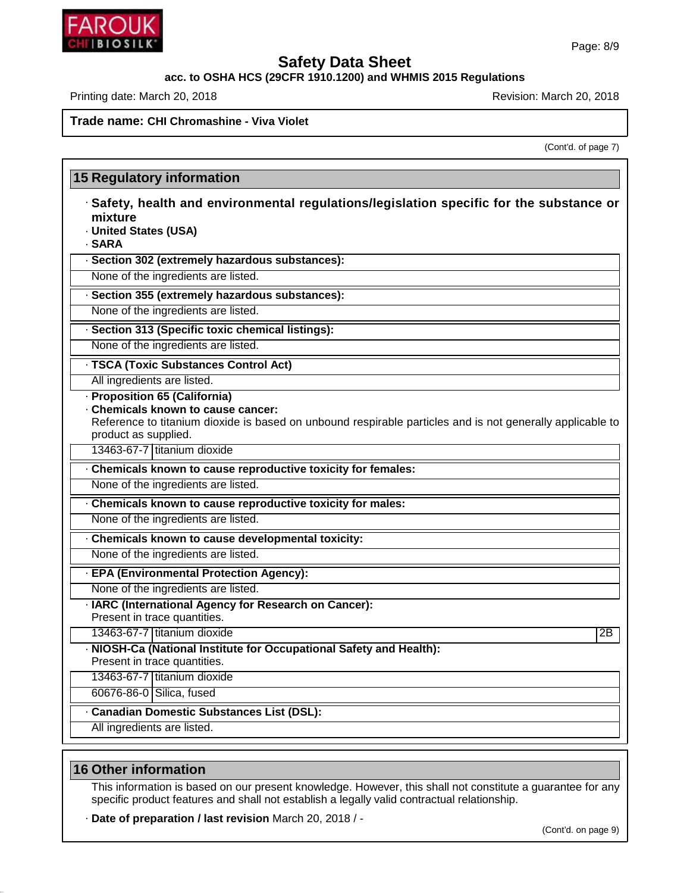Safety Data Sheet

acc. to OSHA HCS (29CFR 1910.1200) and WHMIS 2015 Regulations

Printing date: March 20, 2018 Revision: March 20, 2018

**Trade name: CHI Chromashine - Viva Violet**

(Cont'd. of page 7)

## 15 Regulatory information

- **Safety, health and environmental regulations/legislation specific for the substance or mixture**
- **United States (USA)**
- **SARA**

- **Section 302 (extremely hazardous substances):**

None of the ingredients are listed.

- **Section 355 (extremely hazardous substances):**

None of the ingredients are listed.

- **Section 313 (Specific toxic chemical listings):**

None of the ingredients are listed.

- **TSCA (Toxic Substances Control Act)**

All ingredients are listed.

- **Proposition 65 (California)**
- **Chemicals known to cause cancer:**

Reference to titanium dioxide is based on unbound respirable particles and is not generally applicable to product as supplied.

| | |
|---|---|
| 13463-67-7 | titanium dioxide |

- **Chemicals known to cause reproductive toxicity for females:**

None of the ingredients are listed.

- **Chemicals known to cause reproductive toxicity for males:**

None of the ingredients are listed.

- **Chemicals known to cause developmental toxicity:**

None of the ingredients are listed.

- **EPA (Environmental Protection Agency):**

None of the ingredients are listed.

- **IARC (International Agency for Research on Cancer):**

Present in trace quantities.

| | | |
|---|---|---|
| 13463-67-7 | titanium dioxide | 2B |

- **NIOSH-Ca (National Institute for Occupational Safety and Health):**

Present in trace quantities.

| | |
|---|---|
| 13463-67-7 | titanium dioxide |
| 60676-86-0 | Silica, fused |

- **Canadian Domestic Substances List (DSL):**

All ingredients are listed.

## 16 Other information

This information is based on our present knowledge. However, this shall not constitute a guarantee for any specific product features and shall not establish a legally valid contractual relationship.

- **Date of preparation / last revision** March 20, 2018 / -

(Cont'd. on page 9)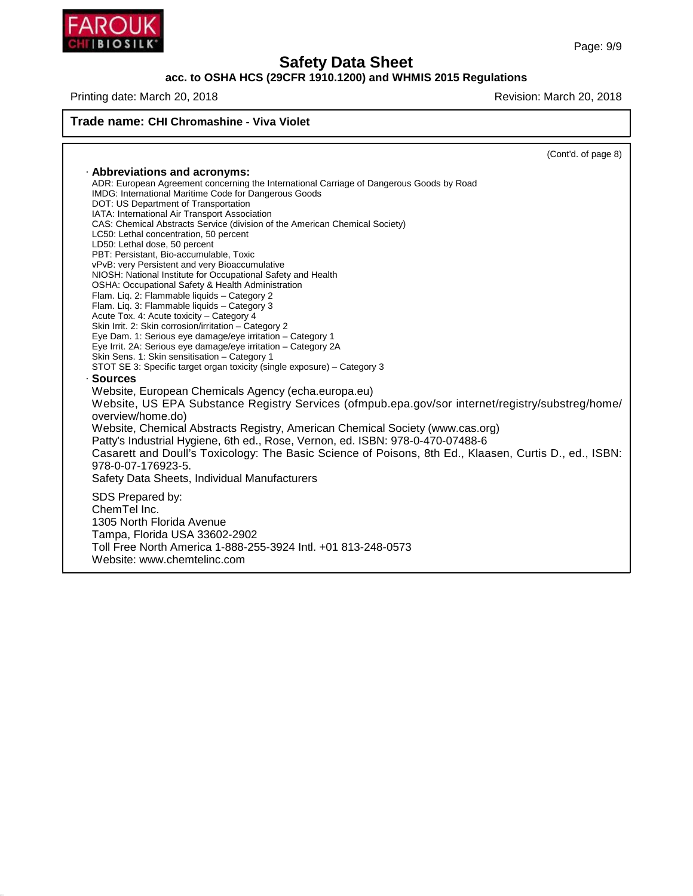# Safety Data Sheet

**acc. to OSHA HCS (29CFR 1910.1200) and WHMIS 2015 Regulations**

Printing date: March 20, 2018 Revision: March 20, 2018

**Trade name: CHI Chromashine - Viva Violet**

(Cont'd. of page 8)

· **Abbreviations and acronyms:**

ADR: European Agreement concerning the International Carriage of Dangerous Goods by Road
IMDG: International Maritime Code for Dangerous Goods
DOT: US Department of Transportation
IATA: International Air Transport Association
CAS: Chemical Abstracts Service (division of the American Chemical Society)
LC50: Lethal concentration, 50 percent
LD50: Lethal dose, 50 percent
PBT: Persistant, Bio-accumulable, Toxic
vPvB: very Persistent and very Bioaccumulative
NIOSH: National Institute for Occupational Safety and Health
OSHA: Occupational Safety & Health Administration
Flam. Liq. 2: Flammable liquids – Category 2
Flam. Liq. 3: Flammable liquids – Category 3
Acute Tox. 4: Acute toxicity – Category 4
Skin Irrit. 2: Skin corrosion/irritation – Category 2
Eye Dam. 1: Serious eye damage/eye irritation – Category 1
Eye Irrit. 2A: Serious eye damage/eye irritation – Category 2A
Skin Sens. 1: Skin sensitisation – Category 1
STOT SE 3: Specific target organ toxicity (single exposure) – Category 3

· **Sources**

Website, European Chemicals Agency (echa.europa.eu)
Website, US EPA Substance Registry Services (ofmpub.epa.gov/sor internet/registry/substreg/home/overview/home.do)
Website, Chemical Abstracts Registry, American Chemical Society (www.cas.org)
Patty's Industrial Hygiene, 6th ed., Rose, Vernon, ed. ISBN: 978-0-470-07488-6
Casarett and Doull's Toxicology: The Basic Science of Poisons, 8th Ed., Klaasen, Curtis D., ed., ISBN: 978-0-07-176923-5.
Safety Data Sheets, Individual Manufacturers

SDS Prepared by:
ChemTel Inc.
1305 North Florida Avenue
Tampa, Florida USA 33602-2902
Toll Free North America 1-888-255-3924 Intl. +01 813-248-0573
Website: www.chemtelinc.com